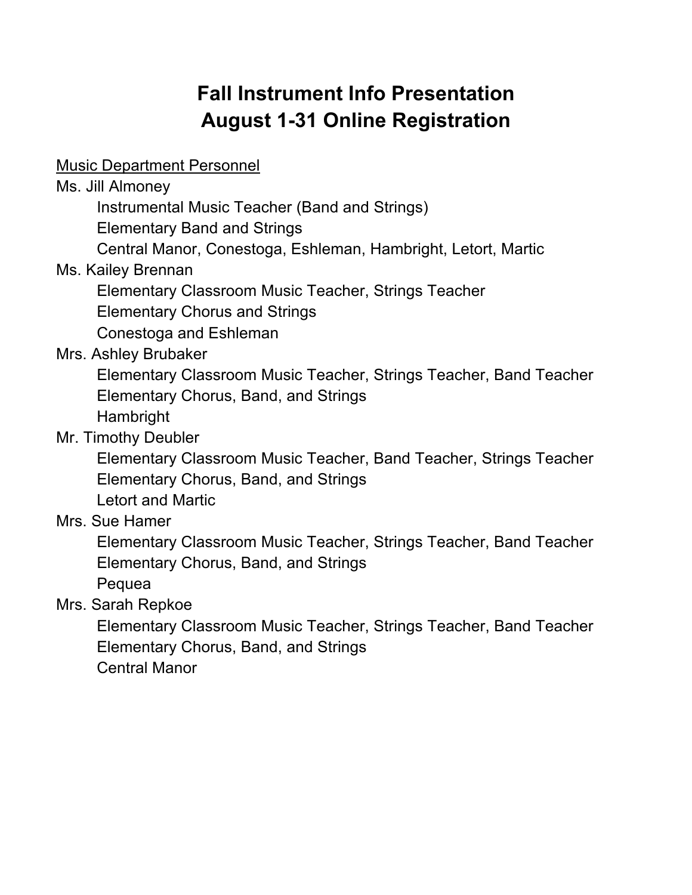# Fall Instrument Info Presentation
# August 1-31 Online Registration

<u>Music Department Personnel</u>

Ms. Jill Almoney
- Instrumental Music Teacher (Band and Strings)
- Elementary Band and Strings
- Central Manor, Conestoga, Eshleman, Hambright, Letort, Martic

Ms. Kailey Brennan
- Elementary Classroom Music Teacher, Strings Teacher
- Elementary Chorus and Strings
- Conestoga and Eshleman

Mrs. Ashley Brubaker
- Elementary Classroom Music Teacher, Strings Teacher, Band Teacher
- Elementary Chorus, Band, and Strings
- Hambright

Mr. Timothy Deubler
- Elementary Classroom Music Teacher, Band Teacher, Strings Teacher
- Elementary Chorus, Band, and Strings
- Letort and Martic

Mrs. Sue Hamer
- Elementary Classroom Music Teacher, Strings Teacher, Band Teacher
- Elementary Chorus, Band, and Strings
- Pequea

Mrs. Sarah Repkoe
- Elementary Classroom Music Teacher, Strings Teacher, Band Teacher
- Elementary Chorus, Band, and Strings
- Central Manor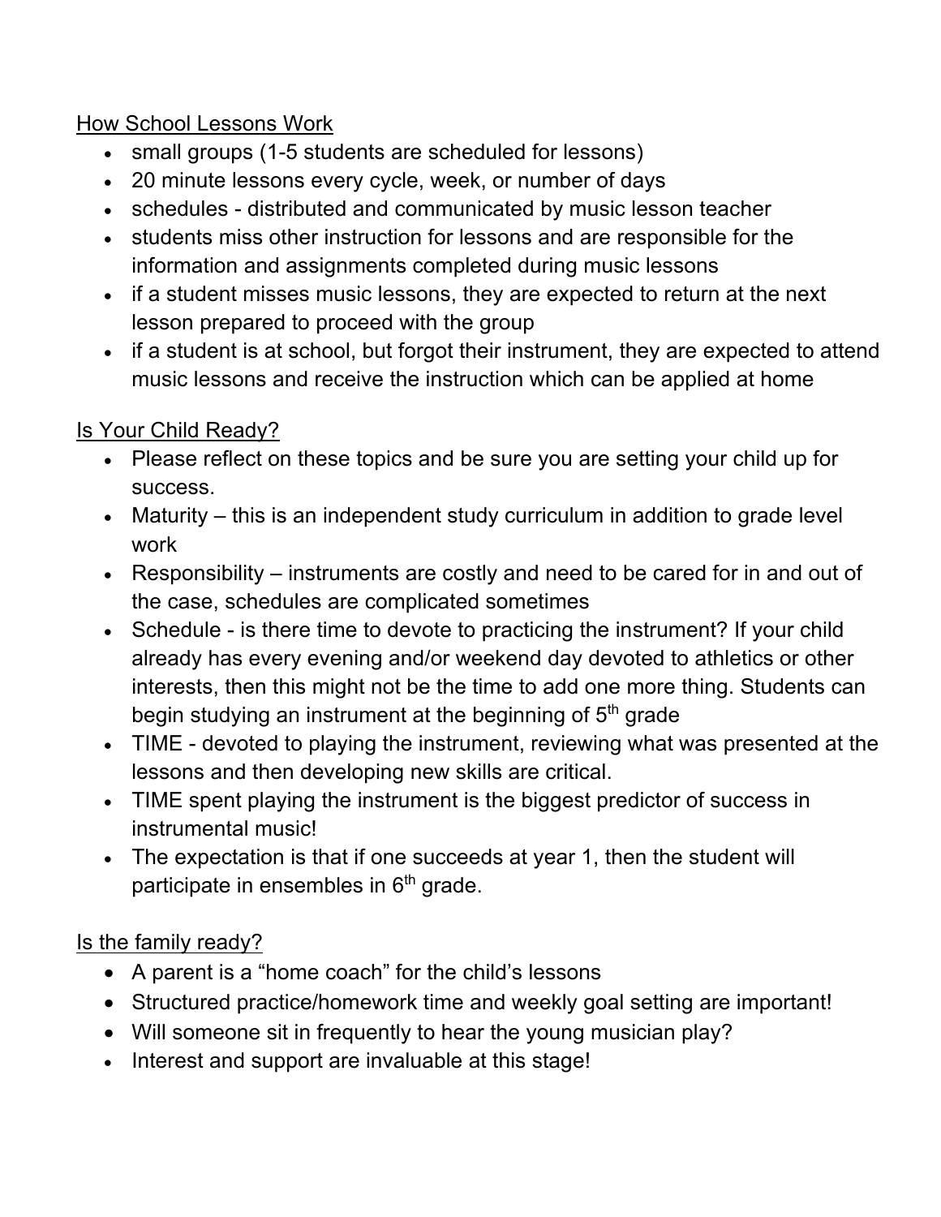## How School Lessons Work

- small groups (1-5 students are scheduled for lessons)
- 20 minute lessons every cycle, week, or number of days
- schedules - distributed and communicated by music lesson teacher
- students miss other instruction for lessons and are responsible for the information and assignments completed during music lessons
- if a student misses music lessons, they are expected to return at the next lesson prepared to proceed with the group
- if a student is at school, but forgot their instrument, they are expected to attend music lessons and receive the instruction which can be applied at home

## Is Your Child Ready?

- Please reflect on these topics and be sure you are setting your child up for success.
- Maturity – this is an independent study curriculum in addition to grade level work
- Responsibility – instruments are costly and need to be cared for in and out of the case, schedules are complicated sometimes
- Schedule - is there time to devote to practicing the instrument? If your child already has every evening and/or weekend day devoted to athletics or other interests, then this might not be the time to add one more thing. Students can begin studying an instrument at the beginning of 5th grade
- TIME - devoted to playing the instrument, reviewing what was presented at the lessons and then developing new skills are critical.
- TIME spent playing the instrument is the biggest predictor of success in instrumental music!
- The expectation is that if one succeeds at year 1, then the student will participate in ensembles in 6th grade.

## Is the family ready?

- A parent is a "home coach" for the child's lessons
- Structured practice/homework time and weekly goal setting are important!
- Will someone sit in frequently to hear the young musician play?
- Interest and support are invaluable at this stage!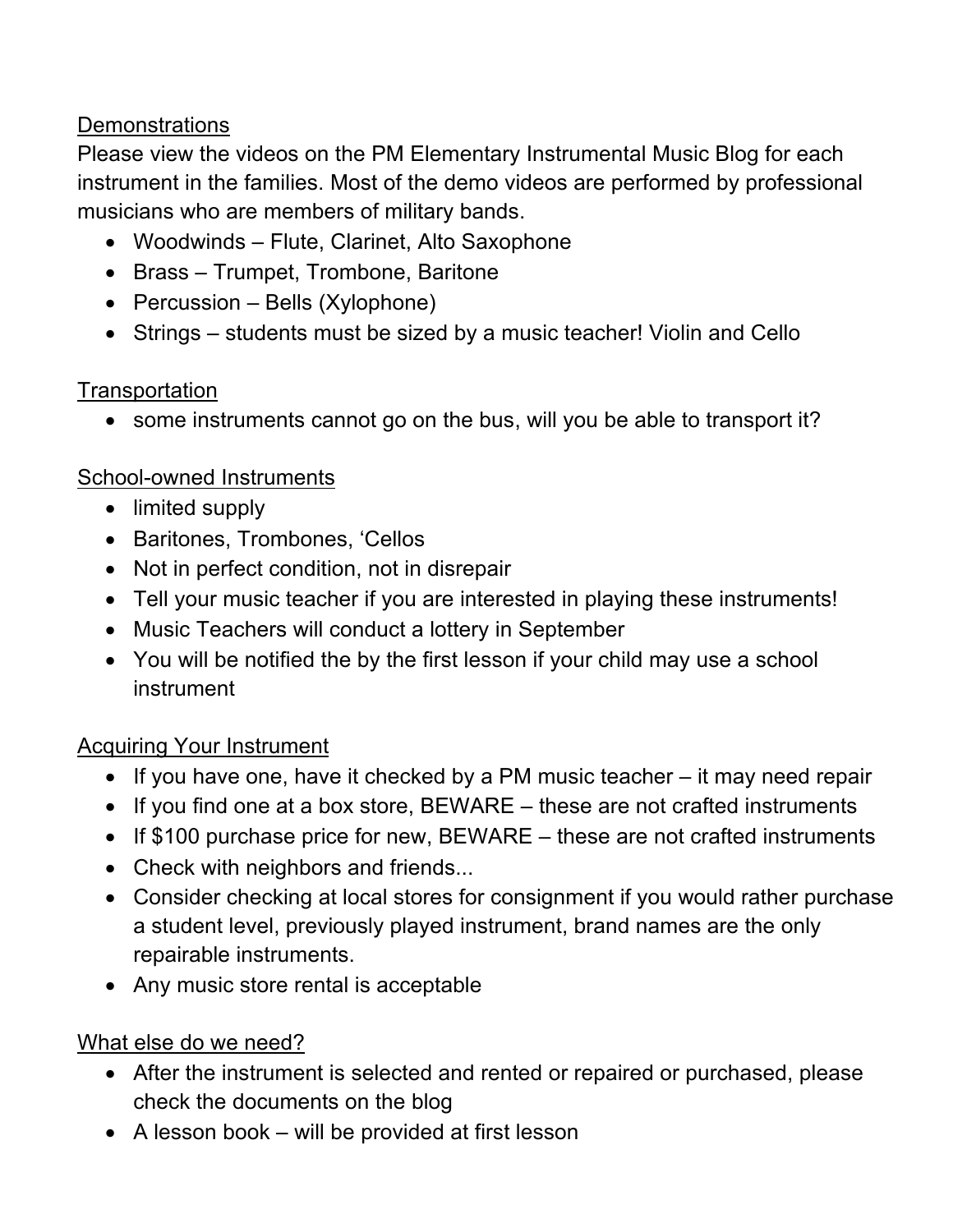## Demonstrations

Please view the videos on the PM Elementary Instrumental Music Blog for each instrument in the families. Most of the demo videos are performed by professional musicians who are members of military bands.

- Woodwinds – Flute, Clarinet, Alto Saxophone
- Brass – Trumpet, Trombone, Baritone
- Percussion – Bells (Xylophone)
- Strings – students must be sized by a music teacher! Violin and Cello

## Transportation

- some instruments cannot go on the bus, will you be able to transport it?

## School-owned Instruments

- limited supply
- Baritones, Trombones, 'Cellos
- Not in perfect condition, not in disrepair
- Tell your music teacher if you are interested in playing these instruments!
- Music Teachers will conduct a lottery in September
- You will be notified the by the first lesson if your child may use a school instrument

## Acquiring Your Instrument

- If you have one, have it checked by a PM music teacher – it may need repair
- If you find one at a box store, BEWARE – these are not crafted instruments
- If $100 purchase price for new, BEWARE – these are not crafted instruments
- Check with neighbors and friends...
- Consider checking at local stores for consignment if you would rather purchase a student level, previously played instrument, brand names are the only repairable instruments.
- Any music store rental is acceptable

## What else do we need?

- After the instrument is selected and rented or repaired or purchased, please check the documents on the blog
- A lesson book – will be provided at first lesson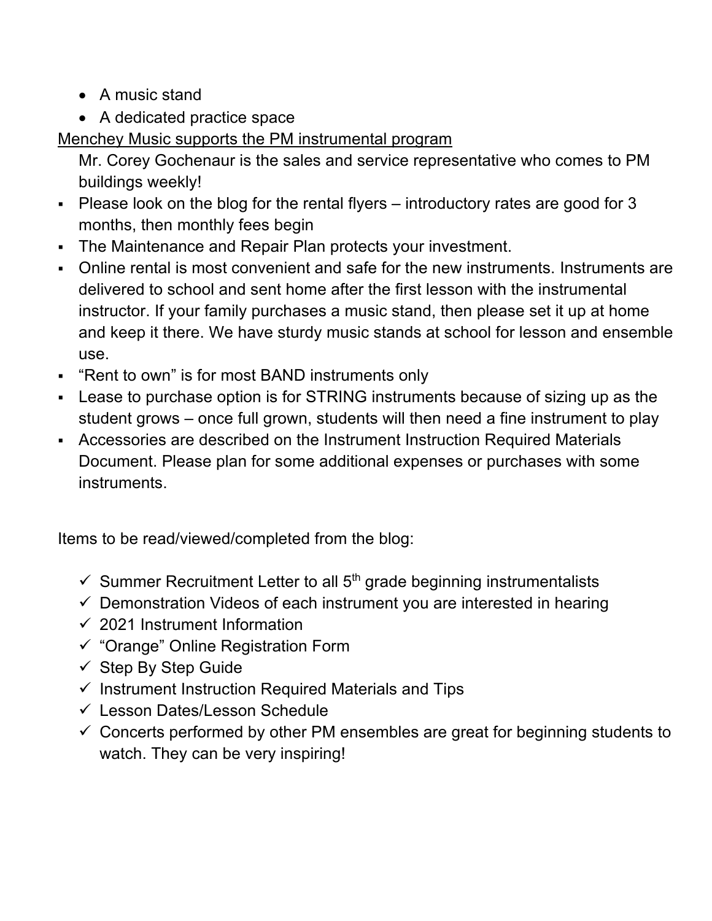- A music stand
- A dedicated practice space

<u>Menchey Music supports the PM instrumental program</u>

Mr. Corey Gochenaur is the sales and service representative who comes to PM buildings weekly!

- Please look on the blog for the rental flyers – introductory rates are good for 3 months, then monthly fees begin
- The Maintenance and Repair Plan protects your investment.
- Online rental is most convenient and safe for the new instruments. Instruments are delivered to school and sent home after the first lesson with the instrumental instructor. If your family purchases a music stand, then please set it up at home and keep it there. We have sturdy music stands at school for lesson and ensemble use.
- "Rent to own" is for most BAND instruments only
- Lease to purchase option is for STRING instruments because of sizing up as the student grows – once full grown, students will then need a fine instrument to play
- Accessories are described on the Instrument Instruction Required Materials Document. Please plan for some additional expenses or purchases with some instruments.

Items to be read/viewed/completed from the blog:

- ✓ Summer Recruitment Letter to all 5th grade beginning instrumentalists
- ✓ Demonstration Videos of each instrument you are interested in hearing
- ✓ 2021 Instrument Information
- ✓ "Orange" Online Registration Form
- ✓ Step By Step Guide
- ✓ Instrument Instruction Required Materials and Tips
- ✓ Lesson Dates/Lesson Schedule
- ✓ Concerts performed by other PM ensembles are great for beginning students to watch. They can be very inspiring!